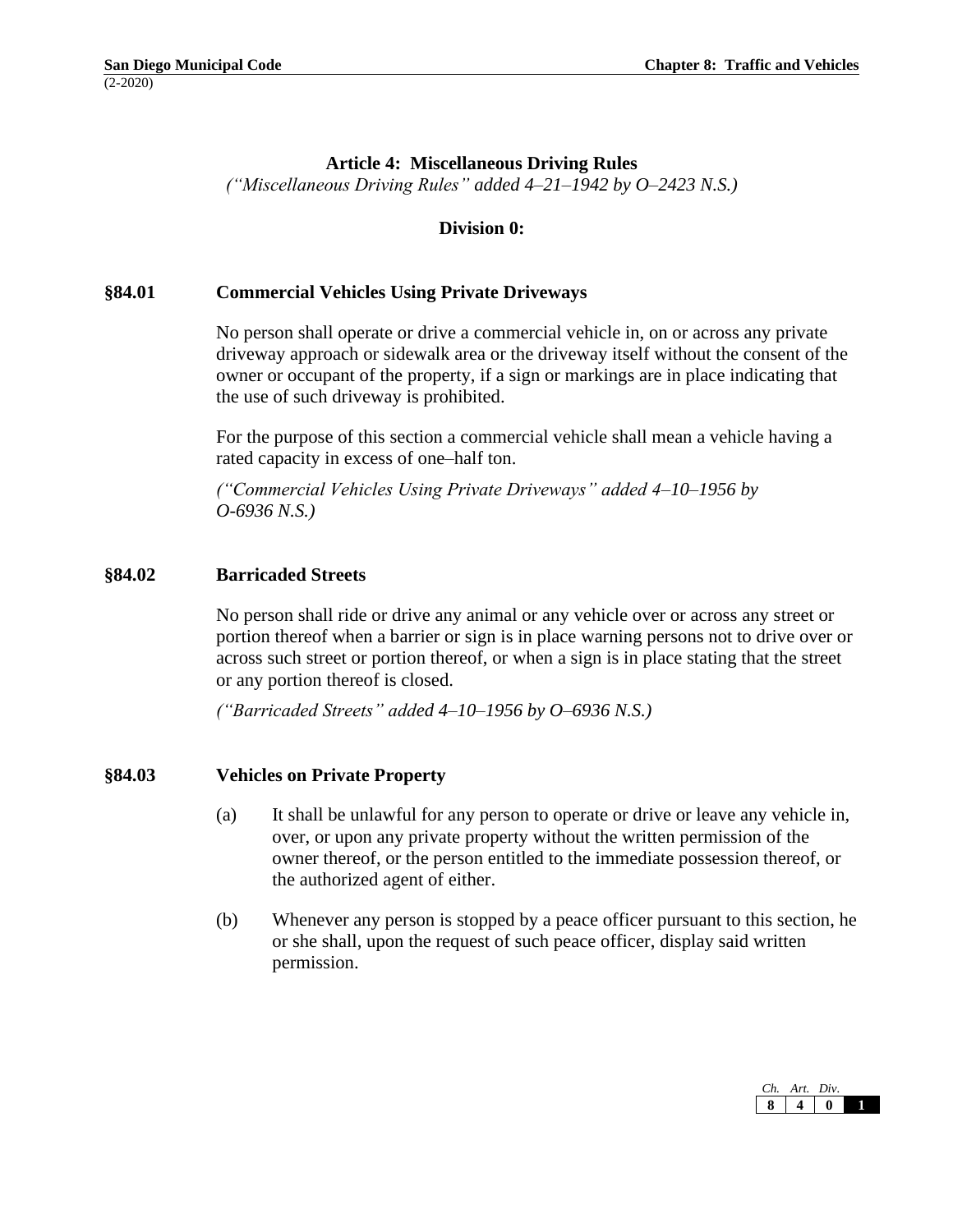## Article 4: Miscellaneous Driving Rules

*("Miscellaneous Driving Rules" added 4–21–1942 by O–2423 N.S.)*

### Division 0:

### §84.01 Commercial Vehicles Using Private Driveways

No person shall operate or drive a commercial vehicle in, on or across any private driveway approach or sidewalk area or the driveway itself without the consent of the owner or occupant of the property, if a sign or markings are in place indicating that the use of such driveway is prohibited.

For the purpose of this section a commercial vehicle shall mean a vehicle having a rated capacity in excess of one–half ton.

*("Commercial Vehicles Using Private Driveways" added 4–10–1956 by O-6936 N.S.)*

### §84.02 Barricaded Streets

No person shall ride or drive any animal or any vehicle over or across any street or portion thereof when a barrier or sign is in place warning persons not to drive over or across such street or portion thereof, or when a sign is in place stating that the street or any portion thereof is closed.

*("Barricaded Streets" added 4–10–1956 by O–6936 N.S.)*

### §84.03 Vehicles on Private Property

(a) It shall be unlawful for any person to operate or drive or leave any vehicle in, over, or upon any private property without the written permission of the owner thereof, or the person entitled to the immediate possession thereof, or the authorized agent of either.

(b) Whenever any person is stopped by a peace officer pursuant to this section, he or she shall, upon the request of such peace officer, display said written permission.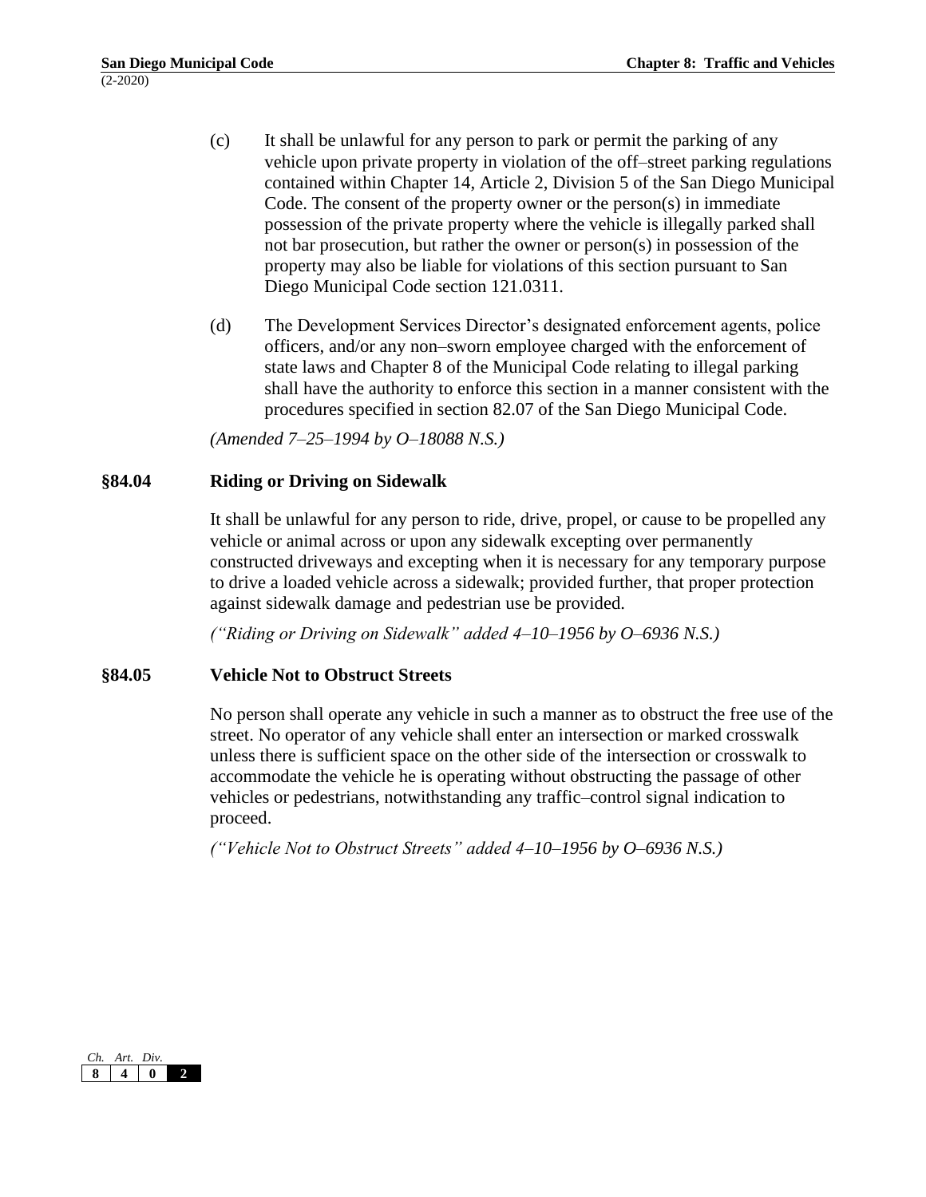(c) It shall be unlawful for any person to park or permit the parking of any vehicle upon private property in violation of the off–street parking regulations contained within Chapter 14, Article 2, Division 5 of the San Diego Municipal Code. The consent of the property owner or the person(s) in immediate possession of the private property where the vehicle is illegally parked shall not bar prosecution, but rather the owner or person(s) in possession of the property may also be liable for violations of this section pursuant to San Diego Municipal Code section 121.0311.

(d) The Development Services Director's designated enforcement agents, police officers, and/or any non–sworn employee charged with the enforcement of state laws and Chapter 8 of the Municipal Code relating to illegal parking shall have the authority to enforce this section in a manner consistent with the procedures specified in section 82.07 of the San Diego Municipal Code.

*(Amended 7–25–1994 by O–18088 N.S.)*

## §84.04 Riding or Driving on Sidewalk

It shall be unlawful for any person to ride, drive, propel, or cause to be propelled any vehicle or animal across or upon any sidewalk excepting over permanently constructed driveways and excepting when it is necessary for any temporary purpose to drive a loaded vehicle across a sidewalk; provided further, that proper protection against sidewalk damage and pedestrian use be provided.

*("Riding or Driving on Sidewalk" added 4–10–1956 by O–6936 N.S.)*

## §84.05 Vehicle Not to Obstruct Streets

No person shall operate any vehicle in such a manner as to obstruct the free use of the street. No operator of any vehicle shall enter an intersection or marked crosswalk unless there is sufficient space on the other side of the intersection or crosswalk to accommodate the vehicle he is operating without obstructing the passage of other vehicles or pedestrians, notwithstanding any traffic–control signal indication to proceed.

*("Vehicle Not to Obstruct Streets" added 4–10–1956 by O–6936 N.S.)*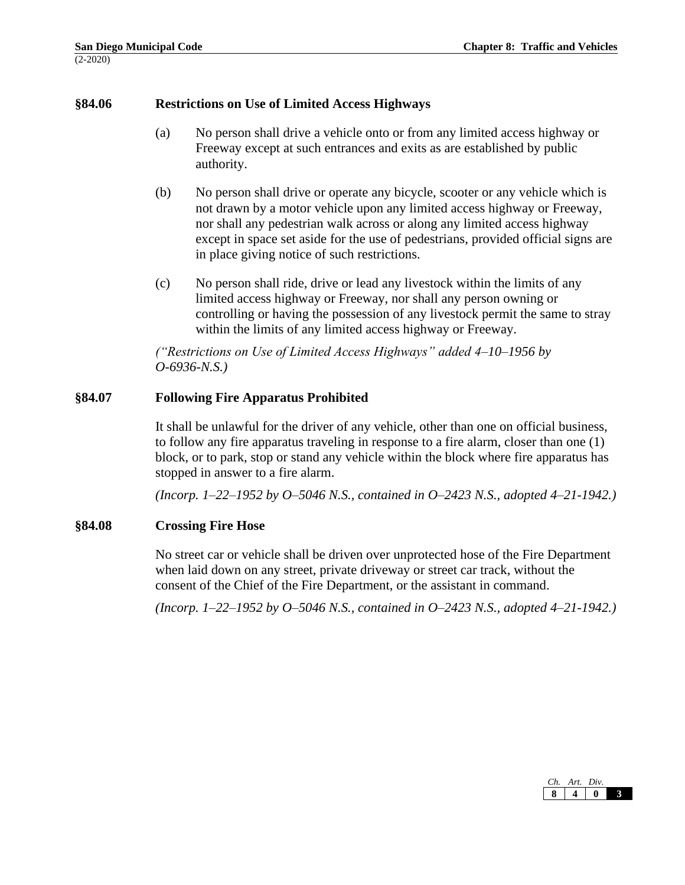## §84.06 Restrictions on Use of Limited Access Highways

(a) No person shall drive a vehicle onto or from any limited access highway or Freeway except at such entrances and exits as are established by public authority.

(b) No person shall drive or operate any bicycle, scooter or any vehicle which is not drawn by a motor vehicle upon any limited access highway or Freeway, nor shall any pedestrian walk across or along any limited access highway except in space set aside for the use of pedestrians, provided official signs are in place giving notice of such restrictions.

(c) No person shall ride, drive or lead any livestock within the limits of any limited access highway or Freeway, nor shall any person owning or controlling or having the possession of any livestock permit the same to stray within the limits of any limited access highway or Freeway.

*("Restrictions on Use of Limited Access Highways" added 4–10–1956 by O-6936-N.S.)*

## §84.07 Following Fire Apparatus Prohibited

It shall be unlawful for the driver of any vehicle, other than one on official business, to follow any fire apparatus traveling in response to a fire alarm, closer than one (1) block, or to park, stop or stand any vehicle within the block where fire apparatus has stopped in answer to a fire alarm.

*(Incorp. 1–22–1952 by O–5046 N.S., contained in O–2423 N.S., adopted 4–21-1942.)*

## §84.08 Crossing Fire Hose

No street car or vehicle shall be driven over unprotected hose of the Fire Department when laid down on any street, private driveway or street car track, without the consent of the Chief of the Fire Department, or the assistant in command.

*(Incorp. 1–22–1952 by O–5046 N.S., contained in O–2423 N.S., adopted 4–21-1942.)*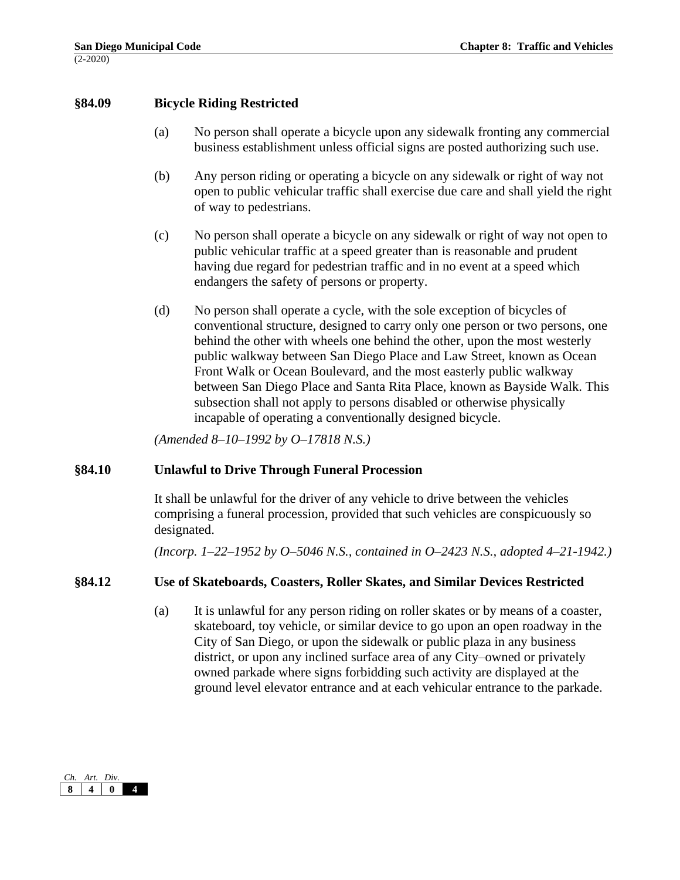### §84.09 Bicycle Riding Restricted

(a) No person shall operate a bicycle upon any sidewalk fronting any commercial business establishment unless official signs are posted authorizing such use.

(b) Any person riding or operating a bicycle on any sidewalk or right of way not open to public vehicular traffic shall exercise due care and shall yield the right of way to pedestrians.

(c) No person shall operate a bicycle on any sidewalk or right of way not open to public vehicular traffic at a speed greater than is reasonable and prudent having due regard for pedestrian traffic and in no event at a speed which endangers the safety of persons or property.

(d) No person shall operate a cycle, with the sole exception of bicycles of conventional structure, designed to carry only one person or two persons, one behind the other with wheels one behind the other, upon the most westerly public walkway between San Diego Place and Law Street, known as Ocean Front Walk or Ocean Boulevard, and the most easterly public walkway between San Diego Place and Santa Rita Place, known as Bayside Walk. This subsection shall not apply to persons disabled or otherwise physically incapable of operating a conventionally designed bicycle.

*(Amended 8–10–1992 by O–17818 N.S.)*

### §84.10 Unlawful to Drive Through Funeral Procession

It shall be unlawful for the driver of any vehicle to drive between the vehicles comprising a funeral procession, provided that such vehicles are conspicuously so designated.

*(Incorp. 1–22–1952 by O–5046 N.S., contained in O–2423 N.S., adopted 4–21-1942.)*

### §84.12 Use of Skateboards, Coasters, Roller Skates, and Similar Devices Restricted

(a) It is unlawful for any person riding on roller skates or by means of a coaster, skateboard, toy vehicle, or similar device to go upon an open roadway in the City of San Diego, or upon the sidewalk or public plaza in any business district, or upon any inclined surface area of any City–owned or privately owned parkade where signs forbidding such activity are displayed at the ground level elevator entrance and at each vehicular entrance to the parkade.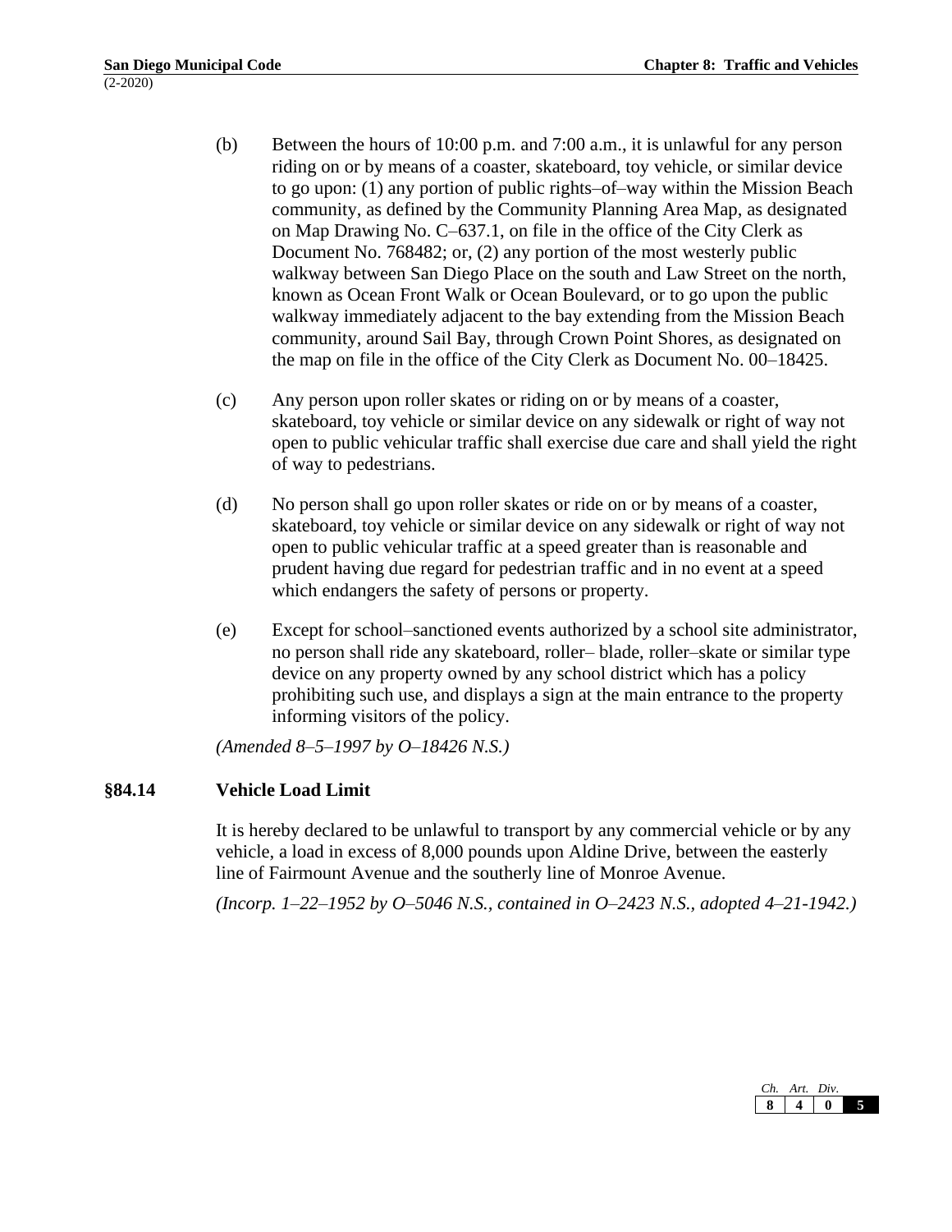(b) Between the hours of 10:00 p.m. and 7:00 a.m., it is unlawful for any person riding on or by means of a coaster, skateboard, toy vehicle, or similar device to go upon: (1) any portion of public rights–of–way within the Mission Beach community, as defined by the Community Planning Area Map, as designated on Map Drawing No. C–637.1, on file in the office of the City Clerk as Document No. 768482; or, (2) any portion of the most westerly public walkway between San Diego Place on the south and Law Street on the north, known as Ocean Front Walk or Ocean Boulevard, or to go upon the public walkway immediately adjacent to the bay extending from the Mission Beach community, around Sail Bay, through Crown Point Shores, as designated on the map on file in the office of the City Clerk as Document No. 00–18425.

(c) Any person upon roller skates or riding on or by means of a coaster, skateboard, toy vehicle or similar device on any sidewalk or right of way not open to public vehicular traffic shall exercise due care and shall yield the right of way to pedestrians.

(d) No person shall go upon roller skates or ride on or by means of a coaster, skateboard, toy vehicle or similar device on any sidewalk or right of way not open to public vehicular traffic at a speed greater than is reasonable and prudent having due regard for pedestrian traffic and in no event at a speed which endangers the safety of persons or property.

(e) Except for school–sanctioned events authorized by a school site administrator, no person shall ride any skateboard, roller– blade, roller–skate or similar type device on any property owned by any school district which has a policy prohibiting such use, and displays a sign at the main entrance to the property informing visitors of the policy.

*(Amended 8–5–1997 by O–18426 N.S.)*

## §84.14 Vehicle Load Limit

It is hereby declared to be unlawful to transport by any commercial vehicle or by any vehicle, a load in excess of 8,000 pounds upon Aldine Drive, between the easterly line of Fairmount Avenue and the southerly line of Monroe Avenue.

*(Incorp. 1–22–1952 by O–5046 N.S., contained in O–2423 N.S., adopted 4–21-1942.)*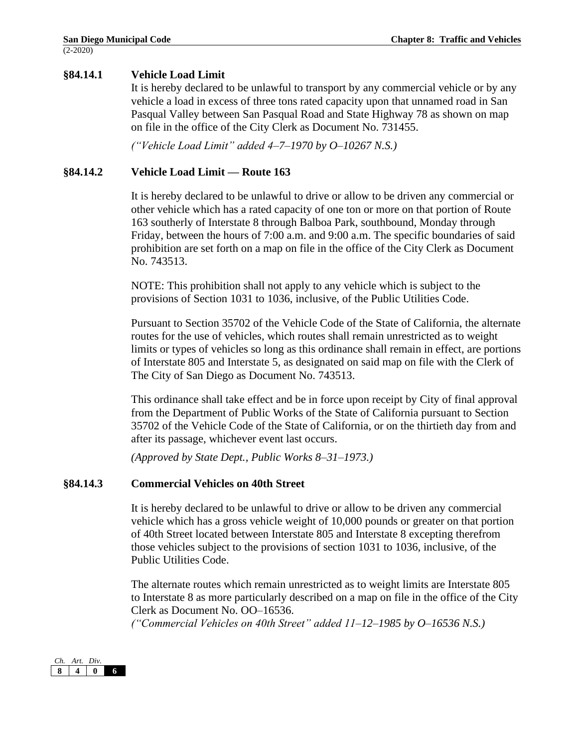### §84.14.1 Vehicle Load Limit

It is hereby declared to be unlawful to transport by any commercial vehicle or by any vehicle a load in excess of three tons rated capacity upon that unnamed road in San Pasqual Valley between San Pasqual Road and State Highway 78 as shown on map on file in the office of the City Clerk as Document No. 731455.

*("Vehicle Load Limit" added 4–7–1970 by O–10267 N.S.)*

### §84.14.2 Vehicle Load Limit — Route 163

It is hereby declared to be unlawful to drive or allow to be driven any commercial or other vehicle which has a rated capacity of one ton or more on that portion of Route 163 southerly of Interstate 8 through Balboa Park, southbound, Monday through Friday, between the hours of 7:00 a.m. and 9:00 a.m. The specific boundaries of said prohibition are set forth on a map on file in the office of the City Clerk as Document No. 743513.

NOTE: This prohibition shall not apply to any vehicle which is subject to the provisions of Section 1031 to 1036, inclusive, of the Public Utilities Code.

Pursuant to Section 35702 of the Vehicle Code of the State of California, the alternate routes for the use of vehicles, which routes shall remain unrestricted as to weight limits or types of vehicles so long as this ordinance shall remain in effect, are portions of Interstate 805 and Interstate 5, as designated on said map on file with the Clerk of The City of San Diego as Document No. 743513.

This ordinance shall take effect and be in force upon receipt by City of final approval from the Department of Public Works of the State of California pursuant to Section 35702 of the Vehicle Code of the State of California, or on the thirtieth day from and after its passage, whichever event last occurs.

*(Approved by State Dept., Public Works 8–31–1973.)*

### §84.14.3 Commercial Vehicles on 40th Street

It is hereby declared to be unlawful to drive or allow to be driven any commercial vehicle which has a gross vehicle weight of 10,000 pounds or greater on that portion of 40th Street located between Interstate 805 and Interstate 8 excepting therefrom those vehicles subject to the provisions of section 1031 to 1036, inclusive, of the Public Utilities Code.

The alternate routes which remain unrestricted as to weight limits are Interstate 805 to Interstate 8 as more particularly described on a map on file in the office of the City Clerk as Document No. OO–16536.

*("Commercial Vehicles on 40th Street" added 11–12–1985 by O–16536 N.S.)*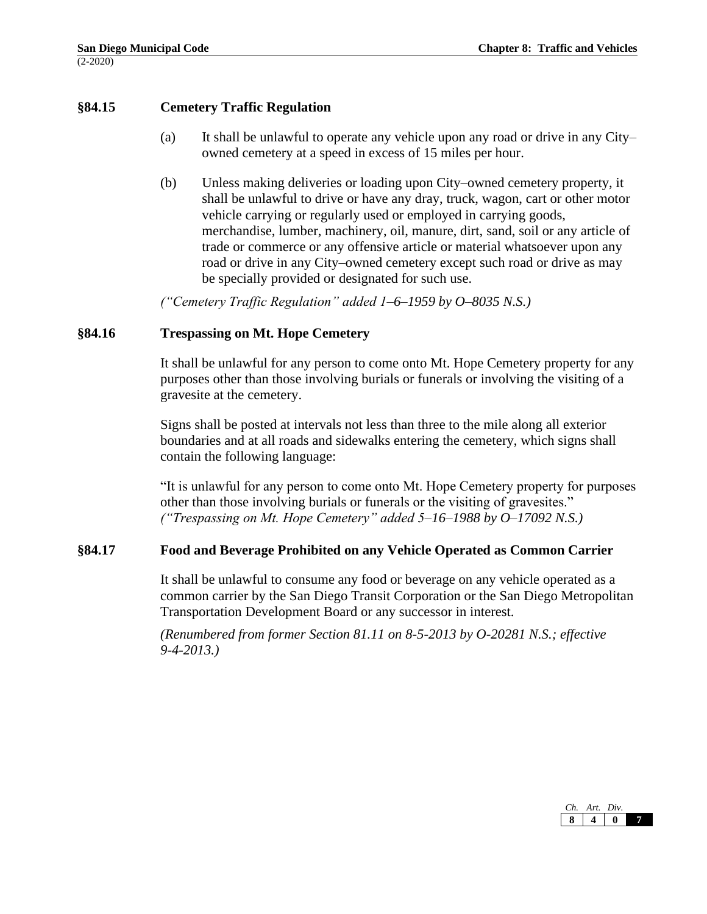## §84.15 Cemetery Traffic Regulation

(a) It shall be unlawful to operate any vehicle upon any road or drive in any City–owned cemetery at a speed in excess of 15 miles per hour.

(b) Unless making deliveries or loading upon City–owned cemetery property, it shall be unlawful to drive or have any dray, truck, wagon, cart or other motor vehicle carrying or regularly used or employed in carrying goods, merchandise, lumber, machinery, oil, manure, dirt, sand, soil or any article of trade or commerce or any offensive article or material whatsoever upon any road or drive in any City–owned cemetery except such road or drive as may be specially provided or designated for such use.

*("Cemetery Traffic Regulation" added 1–6–1959 by O–8035 N.S.)*

## §84.16 Trespassing on Mt. Hope Cemetery

It shall be unlawful for any person to come onto Mt. Hope Cemetery property for any purposes other than those involving burials or funerals or involving the visiting of a gravesite at the cemetery.

Signs shall be posted at intervals not less than three to the mile along all exterior boundaries and at all roads and sidewalks entering the cemetery, which signs shall contain the following language:

"It is unlawful for any person to come onto Mt. Hope Cemetery property for purposes other than those involving burials or funerals or the visiting of gravesites."
*("Trespassing on Mt. Hope Cemetery" added 5–16–1988 by O–17092 N.S.)*

## §84.17 Food and Beverage Prohibited on any Vehicle Operated as Common Carrier

It shall be unlawful to consume any food or beverage on any vehicle operated as a common carrier by the San Diego Transit Corporation or the San Diego Metropolitan Transportation Development Board or any successor in interest.

*(Renumbered from former Section 81.11 on 8-5-2013 by O-20281 N.S.; effective 9-4-2013.)*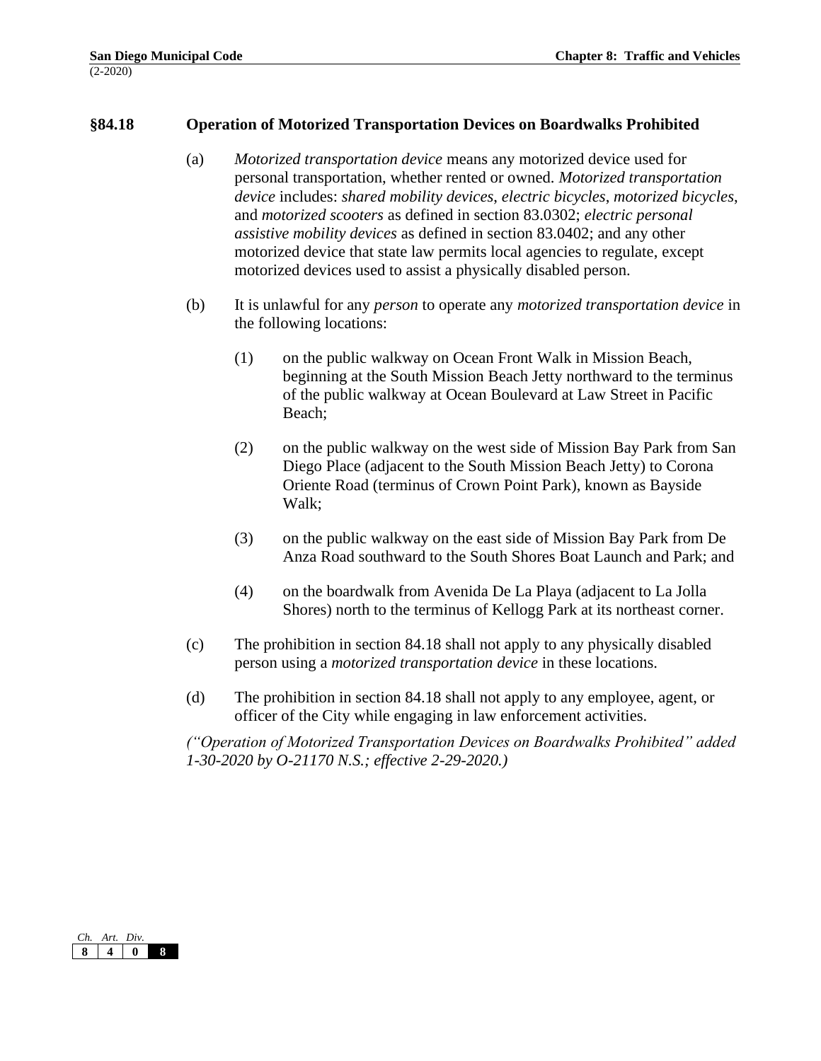## §84.18 Operation of Motorized Transportation Devices on Boardwalks Prohibited

(a) *Motorized transportation device* means any motorized device used for personal transportation, whether rented or owned. *Motorized transportation device* includes: *shared mobility devices*, *electric bicycles*, *motorized bicycles*, and *motorized scooters* as defined in section 83.0302; *electric personal assistive mobility devices* as defined in section 83.0402; and any other motorized device that state law permits local agencies to regulate, except motorized devices used to assist a physically disabled person.

(b) It is unlawful for any *person* to operate any *motorized transportation device* in the following locations:

(1) on the public walkway on Ocean Front Walk in Mission Beach, beginning at the South Mission Beach Jetty northward to the terminus of the public walkway at Ocean Boulevard at Law Street in Pacific Beach;

(2) on the public walkway on the west side of Mission Bay Park from San Diego Place (adjacent to the South Mission Beach Jetty) to Corona Oriente Road (terminus of Crown Point Park), known as Bayside Walk;

(3) on the public walkway on the east side of Mission Bay Park from De Anza Road southward to the South Shores Boat Launch and Park; and

(4) on the boardwalk from Avenida De La Playa (adjacent to La Jolla Shores) north to the terminus of Kellogg Park at its northeast corner.

(c) The prohibition in section 84.18 shall not apply to any physically disabled person using a *motorized transportation device* in these locations.

(d) The prohibition in section 84.18 shall not apply to any employee, agent, or officer of the City while engaging in law enforcement activities.

*("Operation of Motorized Transportation Devices on Boardwalks Prohibited" added 1-30-2020 by O-21170 N.S.; effective 2-29-2020.)*